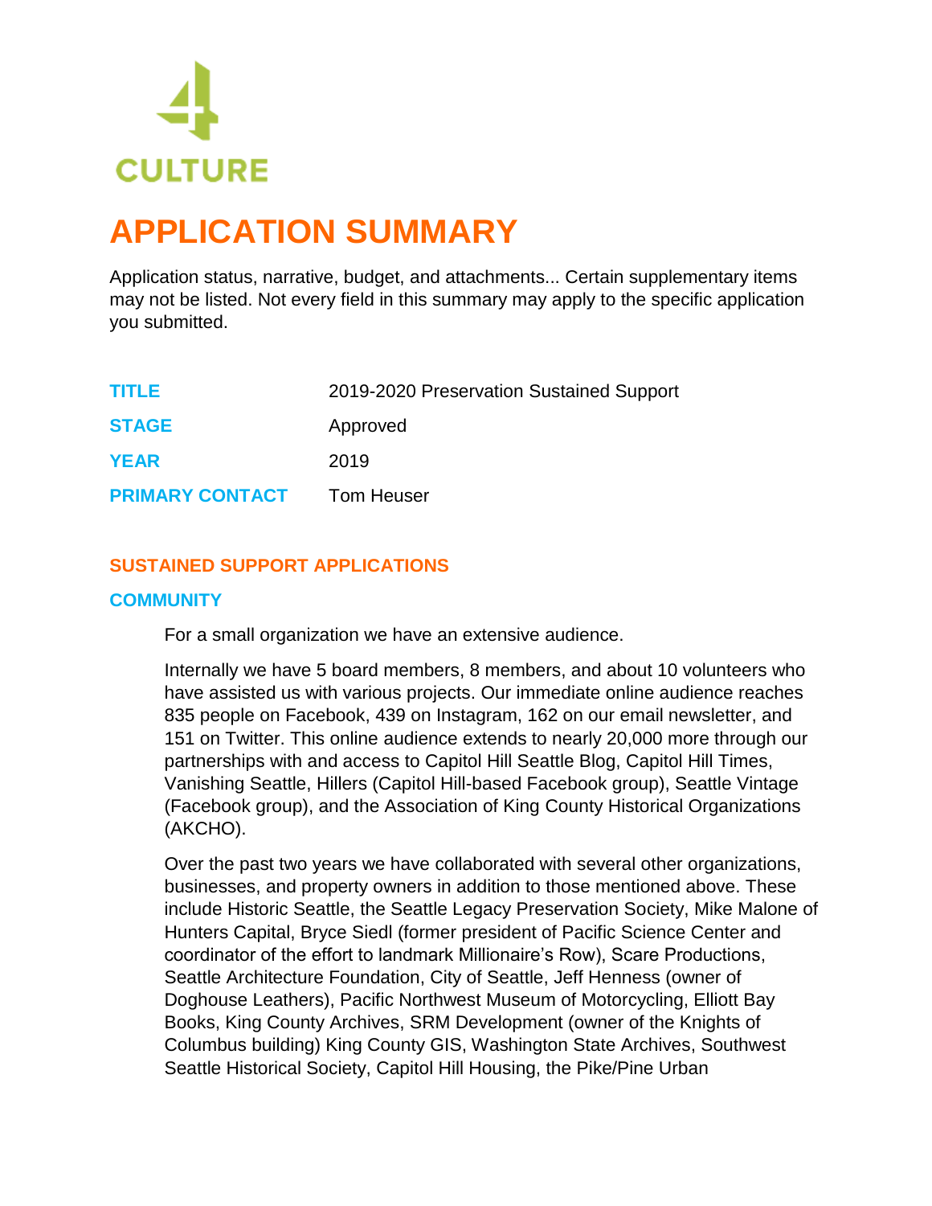4 CULTURE

# APPLICATION SUMMARY

Application status, narrative, budget, and attachments... Certain supplementary items may not be listed. Not every field in this summary may apply to the specific application you submitted.

| | |
|---|---|
| **TITLE** | 2019-2020 Preservation Sustained Support |
| **STAGE** | Approved |
| **YEAR** | 2019 |
| **PRIMARY CONTACT** | Tom Heuser |

## SUSTAINED SUPPORT APPLICATIONS

### COMMUNITY

For a small organization we have an extensive audience.

Internally we have 5 board members, 8 members, and about 10 volunteers who have assisted us with various projects. Our immediate online audience reaches 835 people on Facebook, 439 on Instagram, 162 on our email newsletter, and 151 on Twitter. This online audience extends to nearly 20,000 more through our partnerships with and access to Capitol Hill Seattle Blog, Capitol Hill Times, Vanishing Seattle, Hillers (Capitol Hill-based Facebook group), Seattle Vintage (Facebook group), and the Association of King County Historical Organizations (AKCHO).

Over the past two years we have collaborated with several other organizations, businesses, and property owners in addition to those mentioned above. These include Historic Seattle, the Seattle Legacy Preservation Society, Mike Malone of Hunters Capital, Bryce Siedl (former president of Pacific Science Center and coordinator of the effort to landmark Millionaire's Row), Scare Productions, Seattle Architecture Foundation, City of Seattle, Jeff Henness (owner of Doghouse Leathers), Pacific Northwest Museum of Motorcycling, Elliott Bay Books, King County Archives, SRM Development (owner of the Knights of Columbus building) King County GIS, Washington State Archives, Southwest Seattle Historical Society, Capitol Hill Housing, the Pike/Pine Urban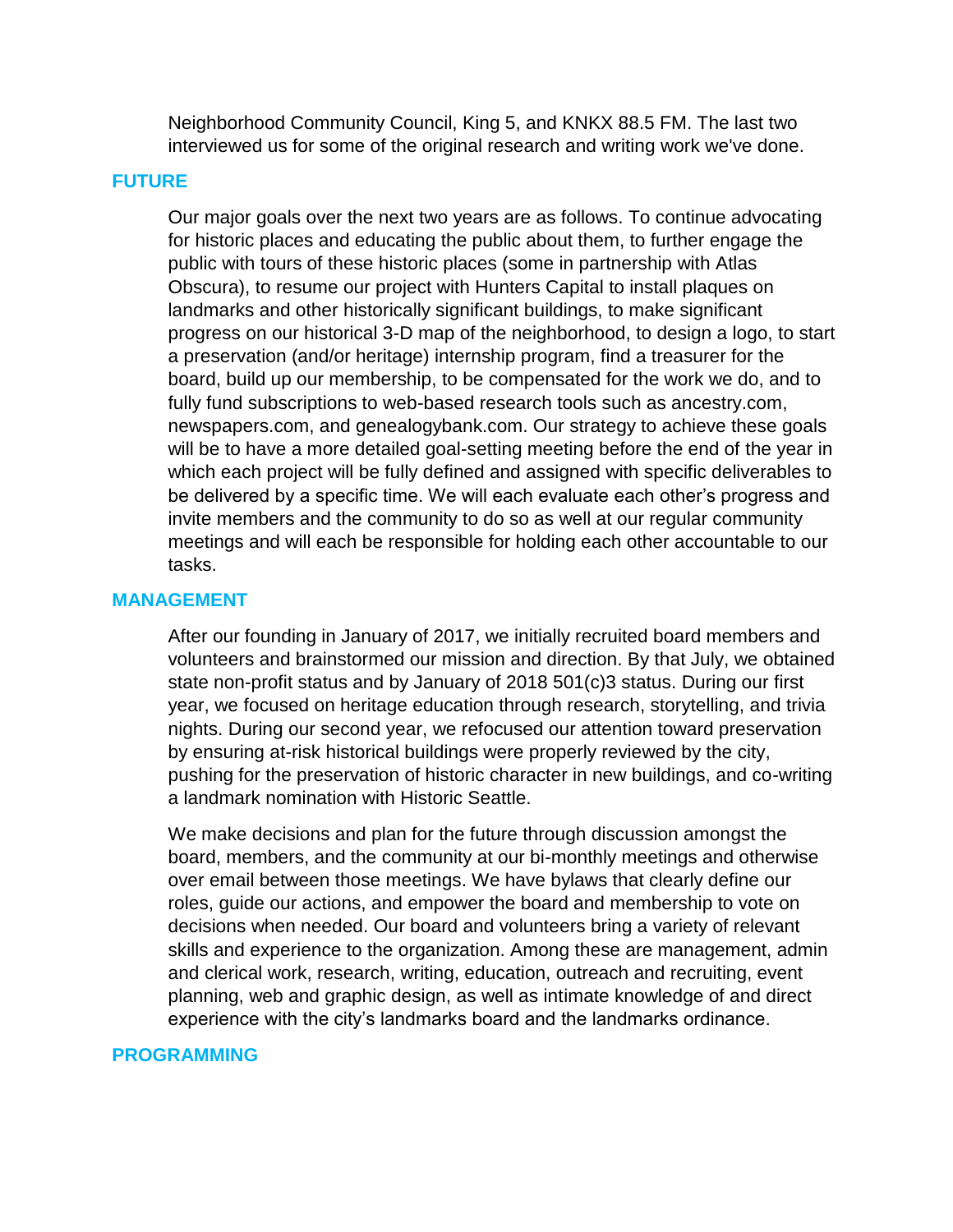Neighborhood Community Council, King 5, and KNKX 88.5 FM. The last two interviewed us for some of the original research and writing work we've done.

## FUTURE

Our major goals over the next two years are as follows. To continue advocating for historic places and educating the public about them, to further engage the public with tours of these historic places (some in partnership with Atlas Obscura), to resume our project with Hunters Capital to install plaques on landmarks and other historically significant buildings, to make significant progress on our historical 3-D map of the neighborhood, to design a logo, to start a preservation (and/or heritage) internship program, find a treasurer for the board, build up our membership, to be compensated for the work we do, and to fully fund subscriptions to web-based research tools such as ancestry.com, newspapers.com, and genealogybank.com. Our strategy to achieve these goals will be to have a more detailed goal-setting meeting before the end of the year in which each project will be fully defined and assigned with specific deliverables to be delivered by a specific time. We will each evaluate each other's progress and invite members and the community to do so as well at our regular community meetings and will each be responsible for holding each other accountable to our tasks.

## MANAGEMENT

After our founding in January of 2017, we initially recruited board members and volunteers and brainstormed our mission and direction. By that July, we obtained state non-profit status and by January of 2018 501(c)3 status. During our first year, we focused on heritage education through research, storytelling, and trivia nights. During our second year, we refocused our attention toward preservation by ensuring at-risk historical buildings were properly reviewed by the city, pushing for the preservation of historic character in new buildings, and co-writing a landmark nomination with Historic Seattle.

We make decisions and plan for the future through discussion amongst the board, members, and the community at our bi-monthly meetings and otherwise over email between those meetings. We have bylaws that clearly define our roles, guide our actions, and empower the board and membership to vote on decisions when needed. Our board and volunteers bring a variety of relevant skills and experience to the organization. Among these are management, admin and clerical work, research, writing, education, outreach and recruiting, event planning, web and graphic design, as well as intimate knowledge of and direct experience with the city's landmarks board and the landmarks ordinance.

## PROGRAMMING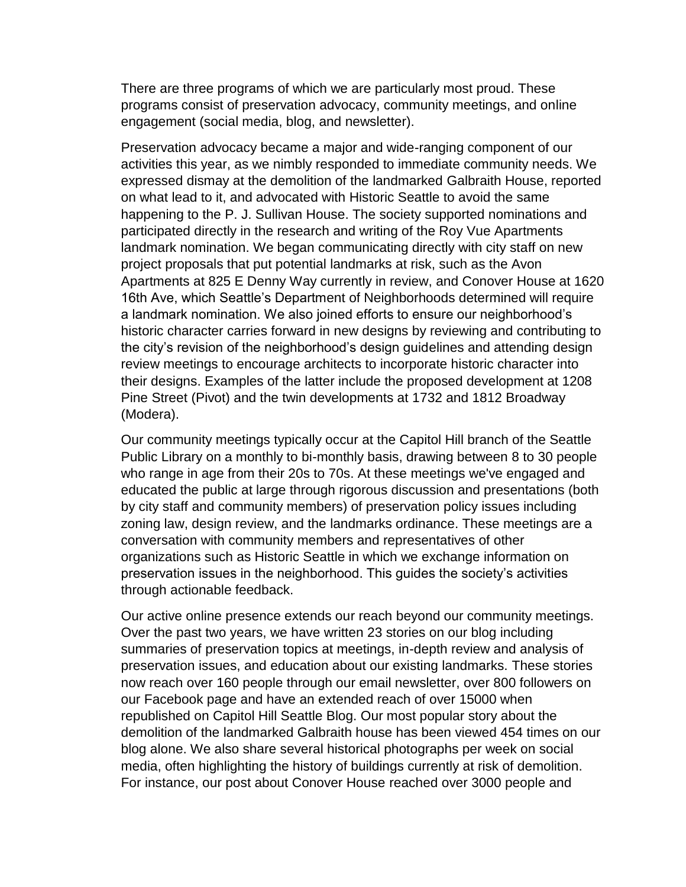There are three programs of which we are particularly most proud. These programs consist of preservation advocacy, community meetings, and online engagement (social media, blog, and newsletter).

Preservation advocacy became a major and wide-ranging component of our activities this year, as we nimbly responded to immediate community needs. We expressed dismay at the demolition of the landmarked Galbraith House, reported on what lead to it, and advocated with Historic Seattle to avoid the same happening to the P. J. Sullivan House. The society supported nominations and participated directly in the research and writing of the Roy Vue Apartments landmark nomination. We began communicating directly with city staff on new project proposals that put potential landmarks at risk, such as the Avon Apartments at 825 E Denny Way currently in review, and Conover House at 1620 16th Ave, which Seattle's Department of Neighborhoods determined will require a landmark nomination. We also joined efforts to ensure our neighborhood's historic character carries forward in new designs by reviewing and contributing to the city's revision of the neighborhood's design guidelines and attending design review meetings to encourage architects to incorporate historic character into their designs. Examples of the latter include the proposed development at 1208 Pine Street (Pivot) and the twin developments at 1732 and 1812 Broadway (Modera).

Our community meetings typically occur at the Capitol Hill branch of the Seattle Public Library on a monthly to bi-monthly basis, drawing between 8 to 30 people who range in age from their 20s to 70s. At these meetings we've engaged and educated the public at large through rigorous discussion and presentations (both by city staff and community members) of preservation policy issues including zoning law, design review, and the landmarks ordinance. These meetings are a conversation with community members and representatives of other organizations such as Historic Seattle in which we exchange information on preservation issues in the neighborhood. This guides the society's activities through actionable feedback.

Our active online presence extends our reach beyond our community meetings. Over the past two years, we have written 23 stories on our blog including summaries of preservation topics at meetings, in-depth review and analysis of preservation issues, and education about our existing landmarks. These stories now reach over 160 people through our email newsletter, over 800 followers on our Facebook page and have an extended reach of over 15000 when republished on Capitol Hill Seattle Blog. Our most popular story about the demolition of the landmarked Galbraith house has been viewed 454 times on our blog alone. We also share several historical photographs per week on social media, often highlighting the history of buildings currently at risk of demolition. For instance, our post about Conover House reached over 3000 people and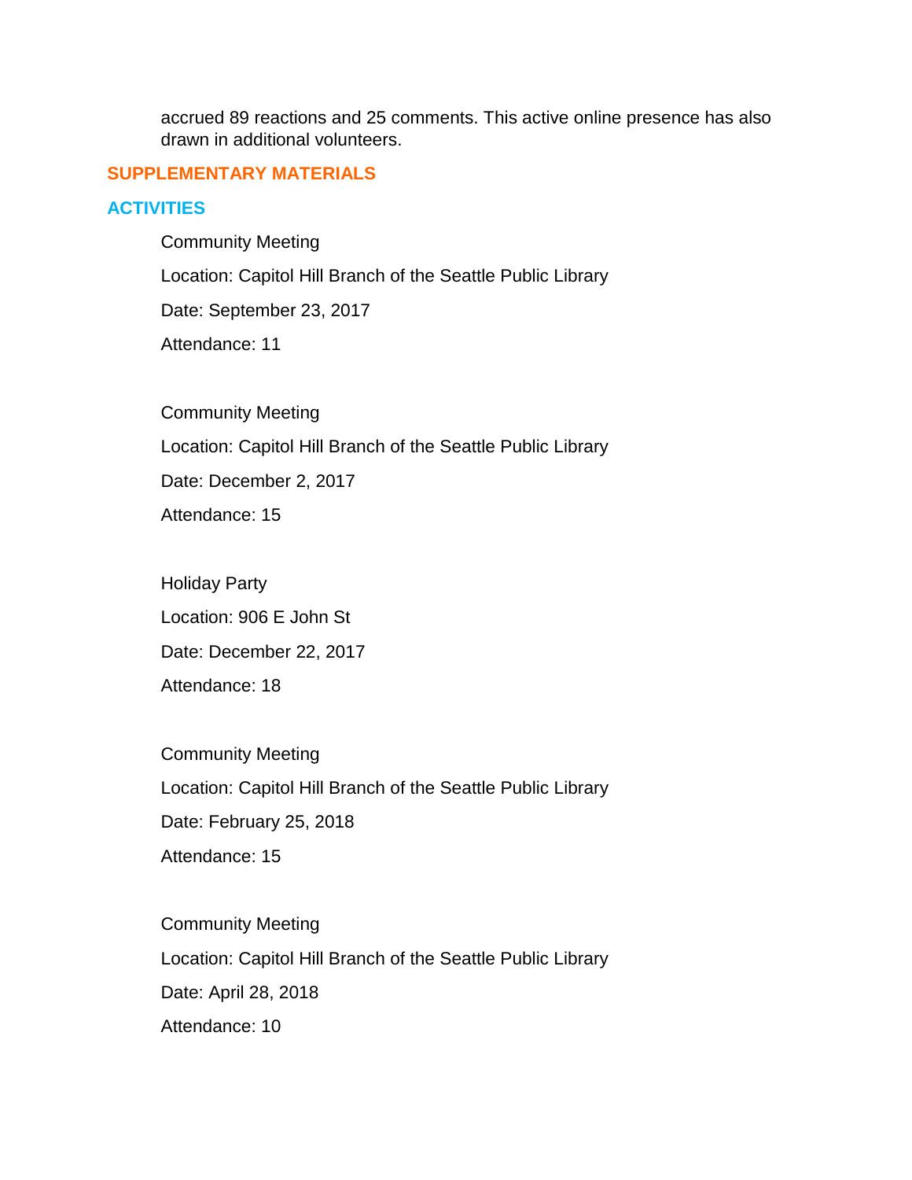accrued 89 reactions and 25 comments. This active online presence has also drawn in additional volunteers.

## SUPPLEMENTARY MATERIALS

### ACTIVITIES

Community Meeting

Location: Capitol Hill Branch of the Seattle Public Library

Date: September 23, 2017

Attendance: 11

Community Meeting

Location: Capitol Hill Branch of the Seattle Public Library

Date: December 2, 2017

Attendance: 15

Holiday Party

Location: 906 E John St

Date: December 22, 2017

Attendance: 18

Community Meeting

Location: Capitol Hill Branch of the Seattle Public Library

Date: February 25, 2018

Attendance: 15

Community Meeting

Location: Capitol Hill Branch of the Seattle Public Library

Date: April 28, 2018

Attendance: 10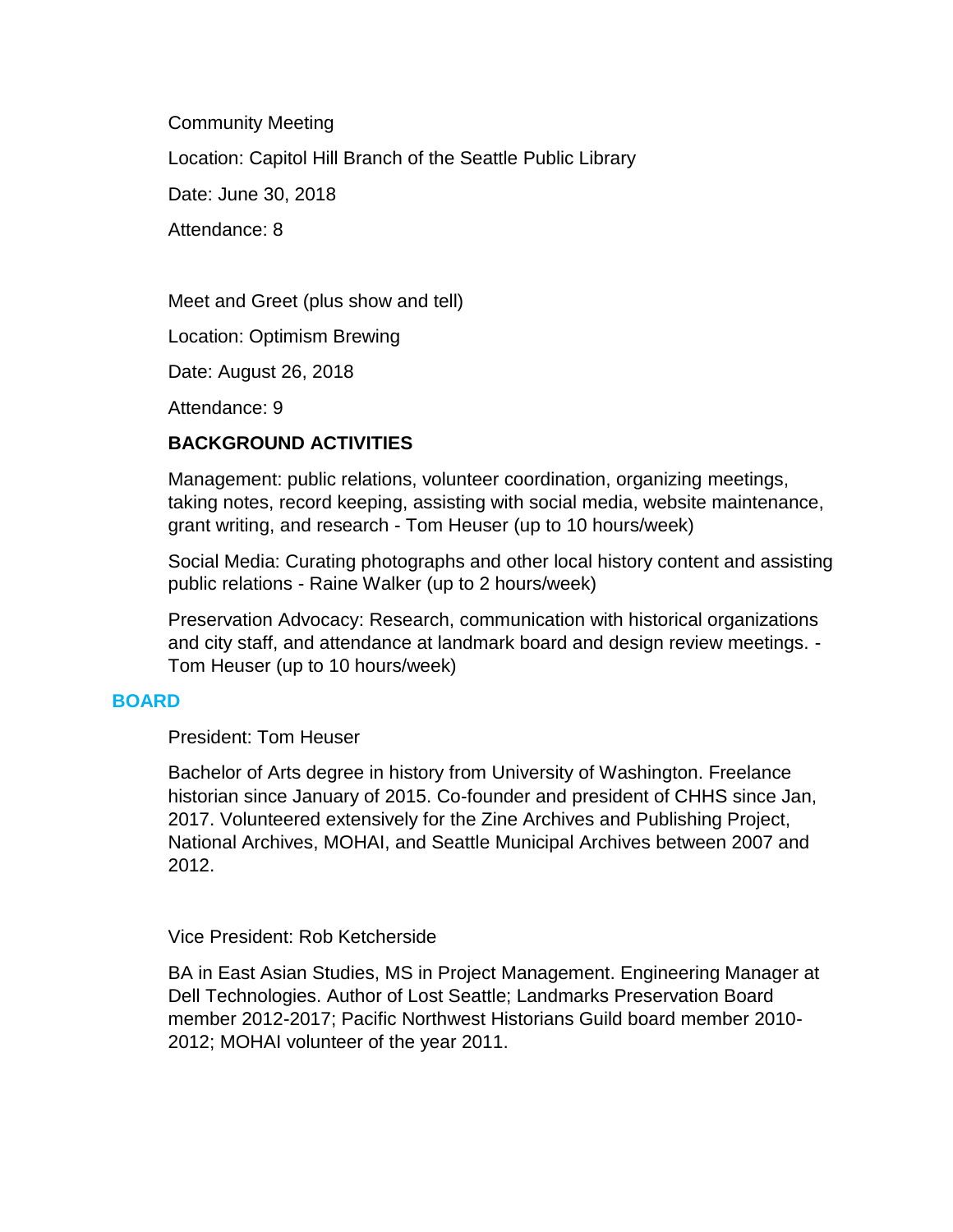Community Meeting

Location: Capitol Hill Branch of the Seattle Public Library

Date: June 30, 2018

Attendance: 8

Meet and Greet (plus show and tell)

Location: Optimism Brewing

Date: August 26, 2018

Attendance: 9

### BACKGROUND ACTIVITIES

Management: public relations, volunteer coordination, organizing meetings, taking notes, record keeping, assisting with social media, website maintenance, grant writing, and research - Tom Heuser (up to 10 hours/week)

Social Media: Curating photographs and other local history content and assisting public relations - Raine Walker (up to 2 hours/week)

Preservation Advocacy: Research, communication with historical organizations and city staff, and attendance at landmark board and design review meetings. - Tom Heuser (up to 10 hours/week)

## BOARD

President: Tom Heuser

Bachelor of Arts degree in history from University of Washington. Freelance historian since January of 2015. Co-founder and president of CHHS since Jan, 2017. Volunteered extensively for the Zine Archives and Publishing Project, National Archives, MOHAI, and Seattle Municipal Archives between 2007 and 2012.

Vice President: Rob Ketcherside

BA in East Asian Studies, MS in Project Management. Engineering Manager at Dell Technologies. Author of Lost Seattle; Landmarks Preservation Board member 2012-2017; Pacific Northwest Historians Guild board member 2010-2012; MOHAI volunteer of the year 2011.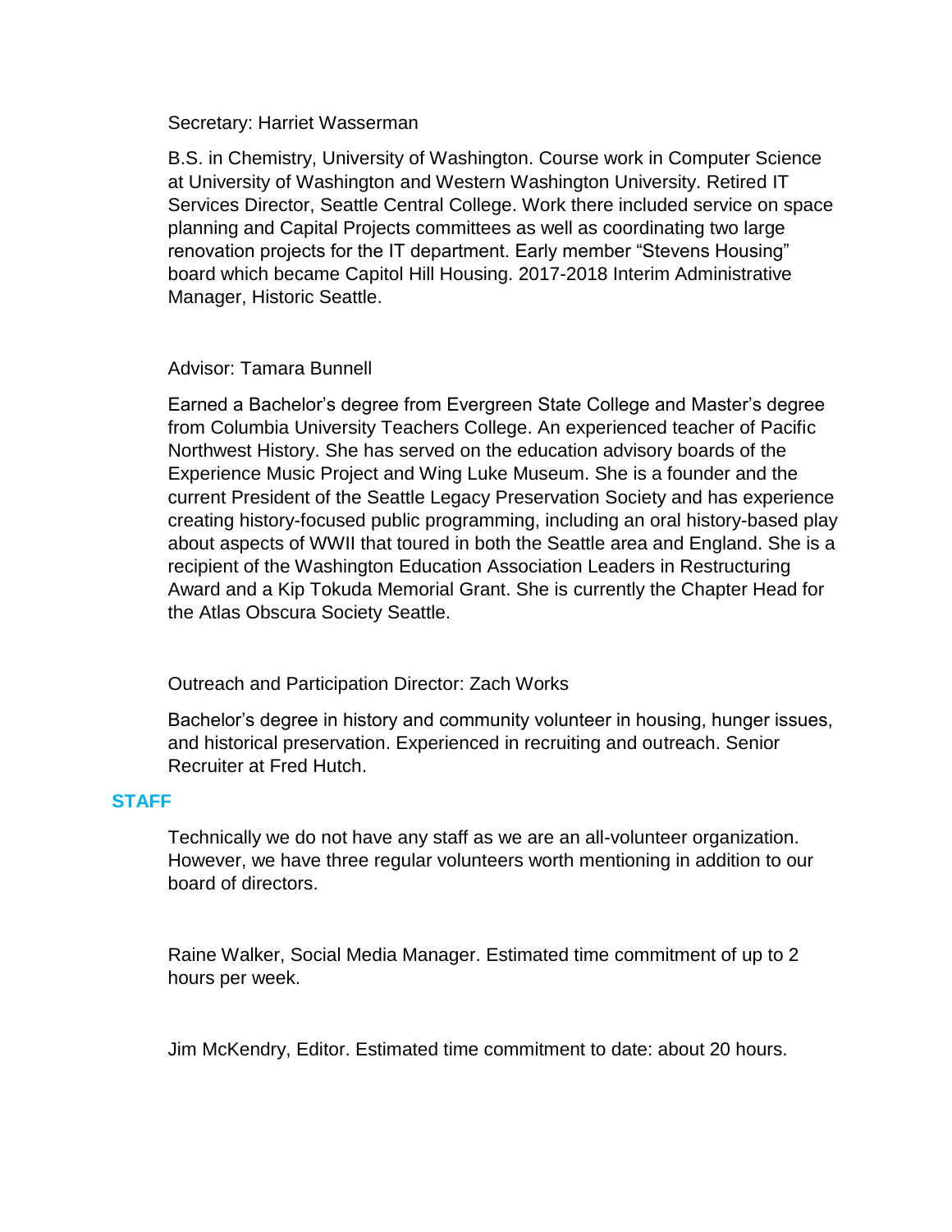Secretary: Harriet Wasserman

B.S. in Chemistry, University of Washington. Course work in Computer Science at University of Washington and Western Washington University. Retired IT Services Director, Seattle Central College. Work there included service on space planning and Capital Projects committees as well as coordinating two large renovation projects for the IT department. Early member "Stevens Housing" board which became Capitol Hill Housing. 2017-2018 Interim Administrative Manager, Historic Seattle.

Advisor: Tamara Bunnell

Earned a Bachelor's degree from Evergreen State College and Master's degree from Columbia University Teachers College. An experienced teacher of Pacific Northwest History. She has served on the education advisory boards of the Experience Music Project and Wing Luke Museum. She is a founder and the current President of the Seattle Legacy Preservation Society and has experience creating history-focused public programming, including an oral history-based play about aspects of WWII that toured in both the Seattle area and England. She is a recipient of the Washington Education Association Leaders in Restructuring Award and a Kip Tokuda Memorial Grant. She is currently the Chapter Head for the Atlas Obscura Society Seattle.

Outreach and Participation Director: Zach Works

Bachelor's degree in history and community volunteer in housing, hunger issues, and historical preservation. Experienced in recruiting and outreach. Senior Recruiter at Fred Hutch.

## STAFF

Technically we do not have any staff as we are an all-volunteer organization. However, we have three regular volunteers worth mentioning in addition to our board of directors.

Raine Walker, Social Media Manager. Estimated time commitment of up to 2 hours per week.

Jim McKendry, Editor. Estimated time commitment to date: about 20 hours.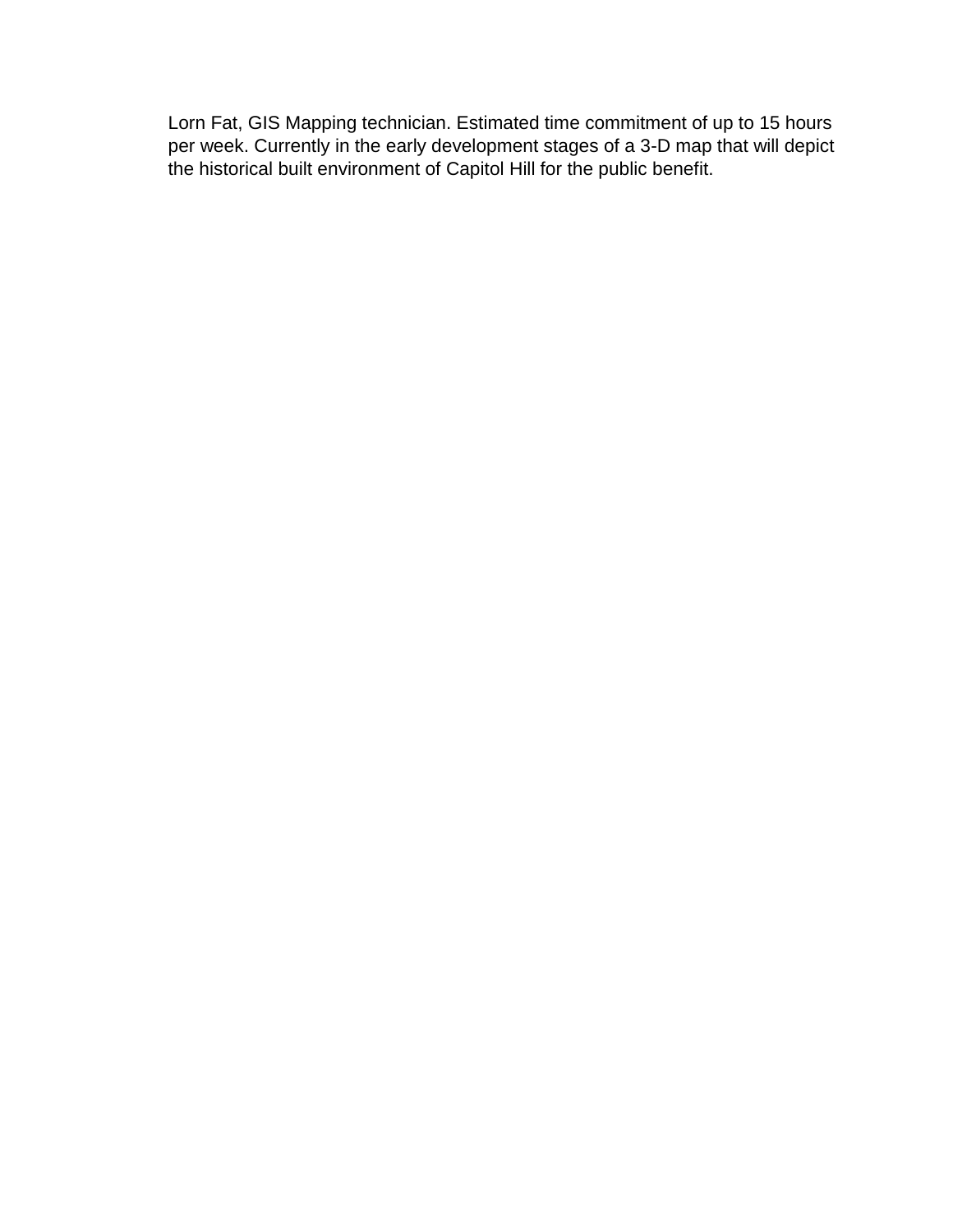Lorn Fat, GIS Mapping technician. Estimated time commitment of up to 15 hours per week. Currently in the early development stages of a 3-D map that will depict the historical built environment of Capitol Hill for the public benefit.